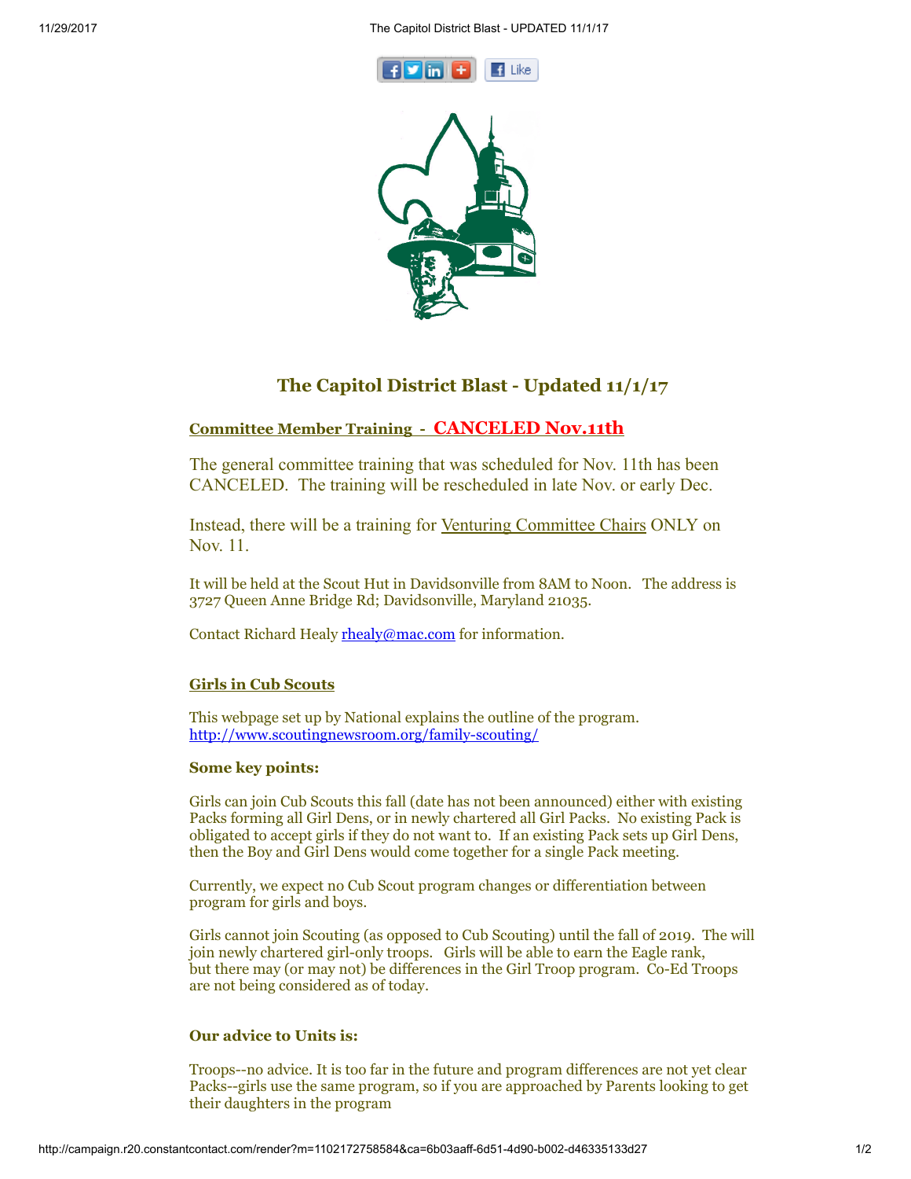# The Capitol District Blast - Updated 11/1/17

## Committee Member Training - CANCELED Nov.11th

The general committee training that was scheduled for Nov. 11th has been CANCELED. The training will be rescheduled in late Nov. or early Dec.

Instead, there will be a training for Venturing Committee Chairs ONLY on Nov. 11.

It will be held at the Scout Hut in Davidsonville from 8AM to Noon. The address is 3727 Queen Anne Bridge Rd; Davidsonville, Maryland 21035.

Contact Richard Healy rhealy@mac.com for information.

## Girls in Cub Scouts

This webpage set up by National explains the outline of the program.
http://www.scoutingnewsroom.org/family-scouting/

### Some key points:

Girls can join Cub Scouts this fall (date has not been announced) either with existing Packs forming all Girl Dens, or in newly chartered all Girl Packs. No existing Pack is obligated to accept girls if they do not want to. If an existing Pack sets up Girl Dens, then the Boy and Girl Dens would come together for a single Pack meeting.

Currently, we expect no Cub Scout program changes or differentiation between program for girls and boys.

Girls cannot join Scouting (as opposed to Cub Scouting) until the fall of 2019. The will join newly chartered girl-only troops. Girls will be able to earn the Eagle rank, but there may (or may not) be differences in the Girl Troop program. Co-Ed Troops are not being considered as of today.

### Our advice to Units is:

Troops--no advice. It is too far in the future and program differences are not yet clear
Packs--girls use the same program, so if you are approached by Parents looking to get their daughters in the program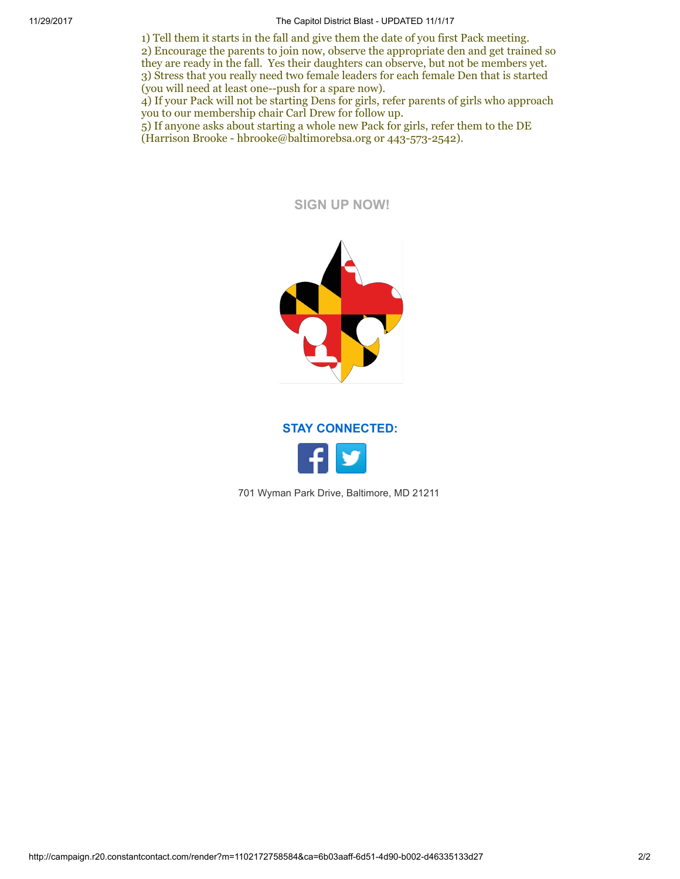1) Tell them it starts in the fall and give them the date of you first Pack meeting.
2) Encourage the parents to join now, observe the appropriate den and get trained so they are ready in the fall. Yes their daughters can observe, but not be members yet.
3) Stress that you really need two female leaders for each female Den that is started (you will need at least one--push for a spare now).
4) If your Pack will not be starting Dens for girls, refer parents of girls who approach you to our membership chair Carl Drew for follow up.
5) If anyone asks about starting a whole new Pack for girls, refer them to the DE (Harrison Brooke - hbrooke@baltimorebsa.org or 443-573-2542).

**SIGN UP NOW!**

**STAY CONNECTED:**

701 Wyman Park Drive, Baltimore, MD 21211